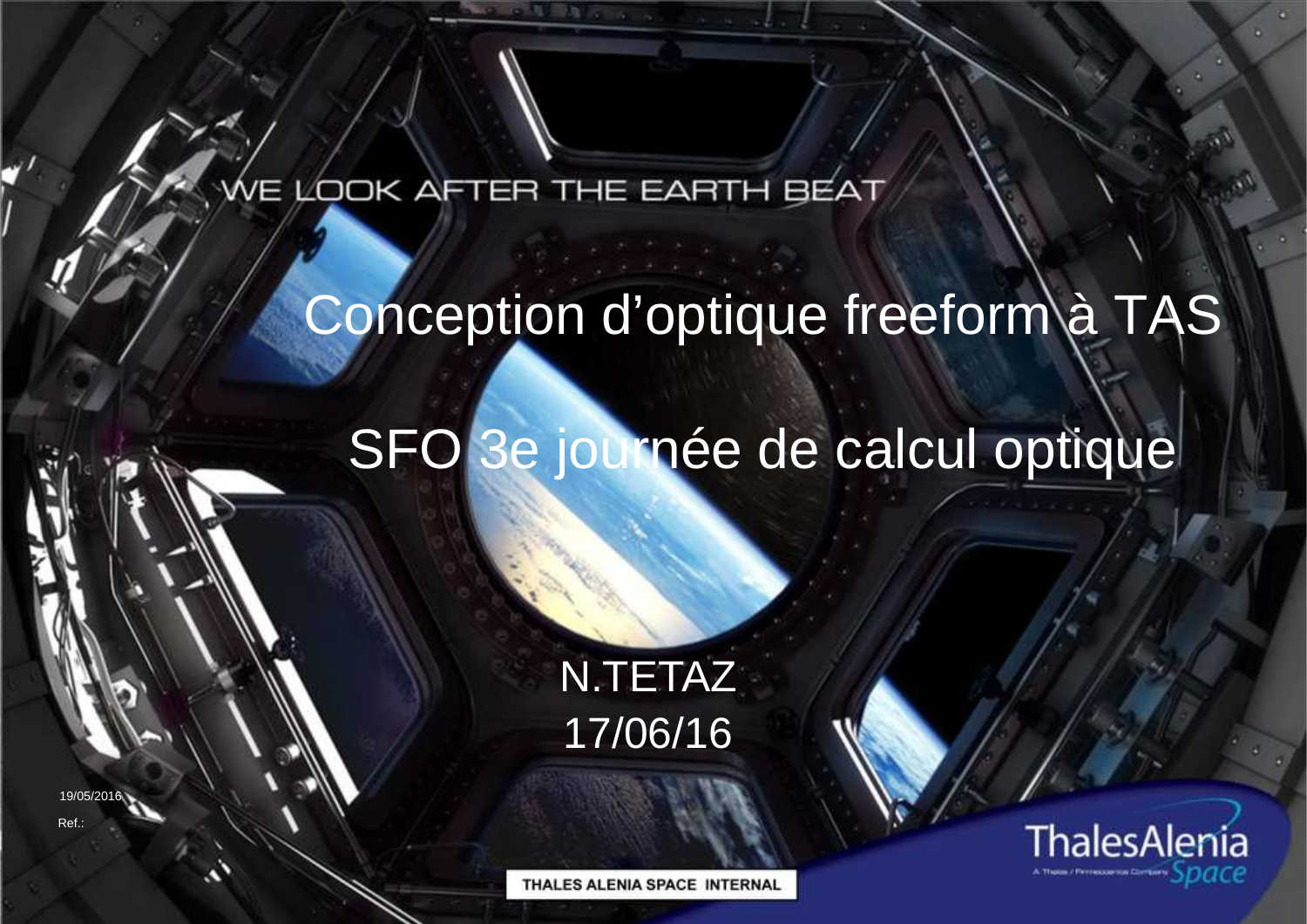WE LOOK AFTER THE EARTH BEAT

# Conception d’optique freeform à TAS

## SFO 3e journée de calcul optique

N.TETAZ

17/06/16

19/05/2016

Ref.:

THALES ALENIA SPACE INTERNAL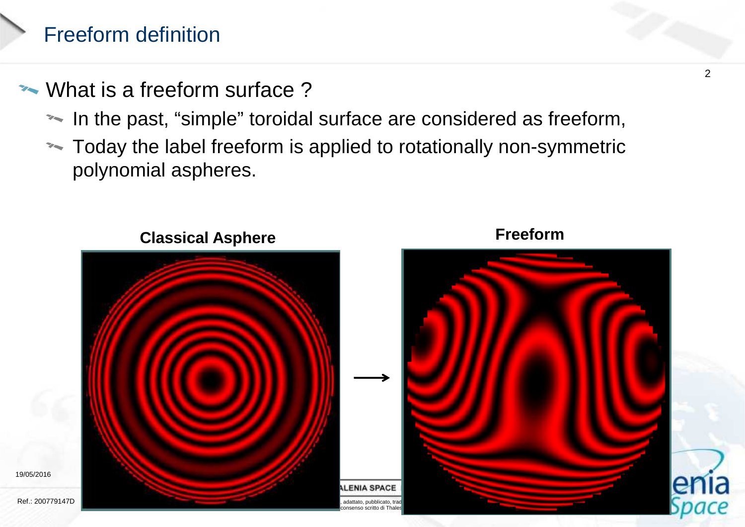# Freeform definition

- What is a freeform surface ?
  - In the past, “simple” toroidal surface are considered as freeform,
  - Today the label freeform is applied to rotationally non-symmetric polynomial aspheres.

**Classical Asphere** → **Freeform**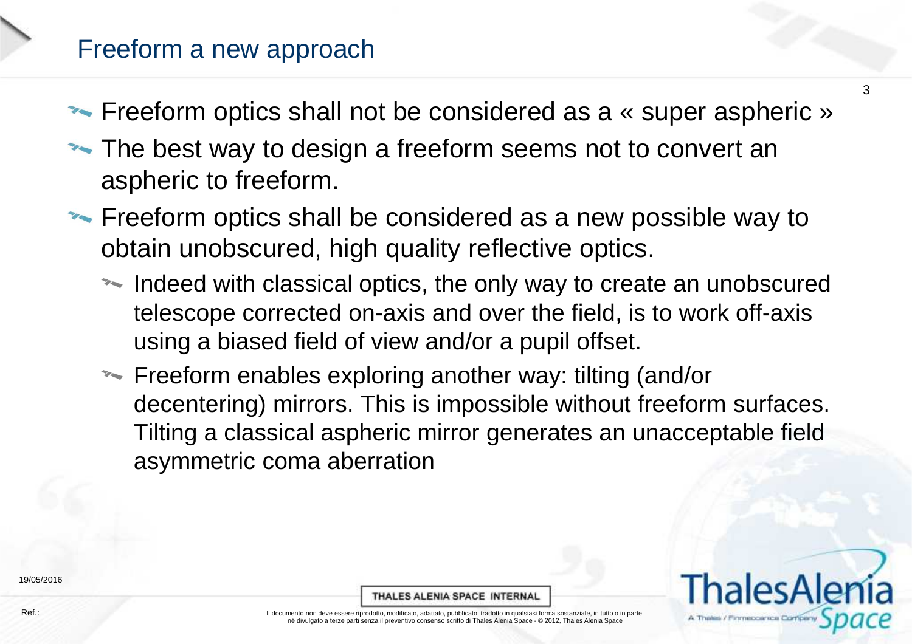## Freeform a new approach

- Freeform optics shall not be considered as a « super aspheric »
- The best way to design a freeform seems not to convert an aspheric to freeform.
- Freeform optics shall be considered as a new possible way to obtain unobscured, high quality reflective optics.
  - Indeed with classical optics, the only way to create an unobscured telescope corrected on-axis and over the field, is to work off-axis using a biased field of view and/or a pupil offset.
  - Freeform enables exploring another way: tilting (and/or decentering) mirrors. This is impossible without freeform surfaces. Tilting a classical aspheric mirror generates an unacceptable field asymmetric coma aberration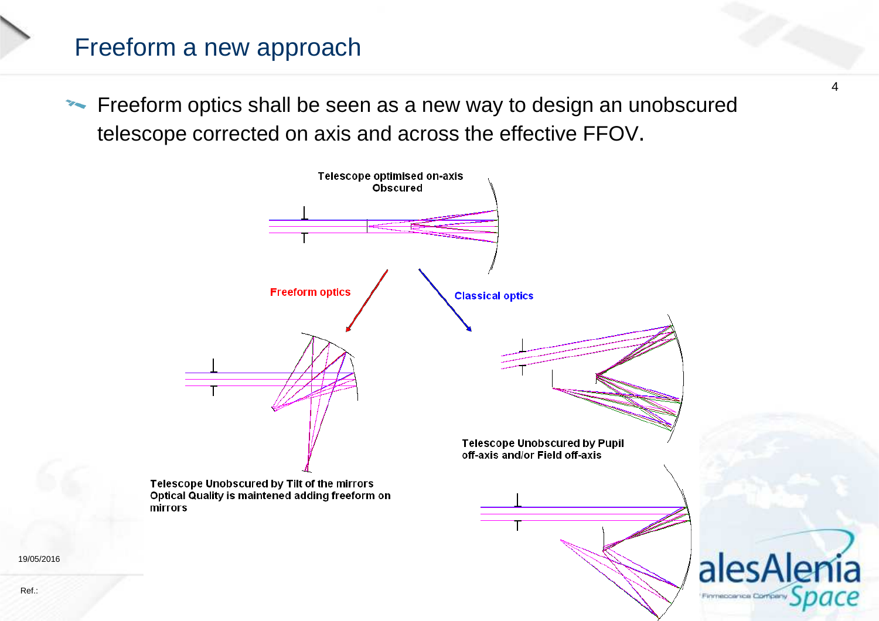# Freeform a new approach

- Freeform optics shall be seen as a new way to design an unobscured telescope corrected on axis and across the effective FFOV.

Telescope optimised on-axis
Obscured

Freeform optics

Classical optics

Telescope Unobscured by Pupil off-axis and/or Field off-axis

Telescope Unobscured by Tilt of the mirrors
Optical Quality is maintened adding freeform on mirrors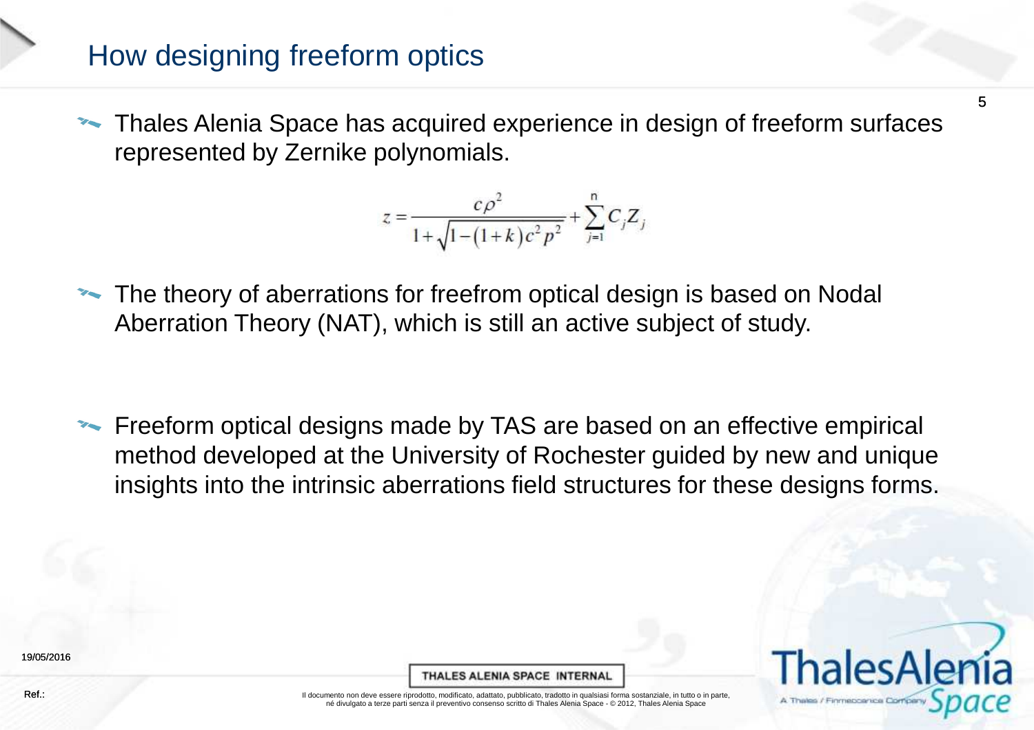# How designing freeform optics

- Thales Alenia Space has acquired experience in design of freeform surfaces represented by Zernike polynomials.

$$z = \frac{c\rho^2}{1+\sqrt{1-(1+k)c^2p^2}} + \sum_{j=1}^{n} C_j Z_j$$

- The theory of aberrations for freefrom optical design is based on Nodal Aberration Theory (NAT), which is still an active subject of study.

- Freeform optical designs made by TAS are based on an effective empirical method developed at the University of Rochester guided by new and unique insights into the intrinsic aberrations field structures for these designs forms.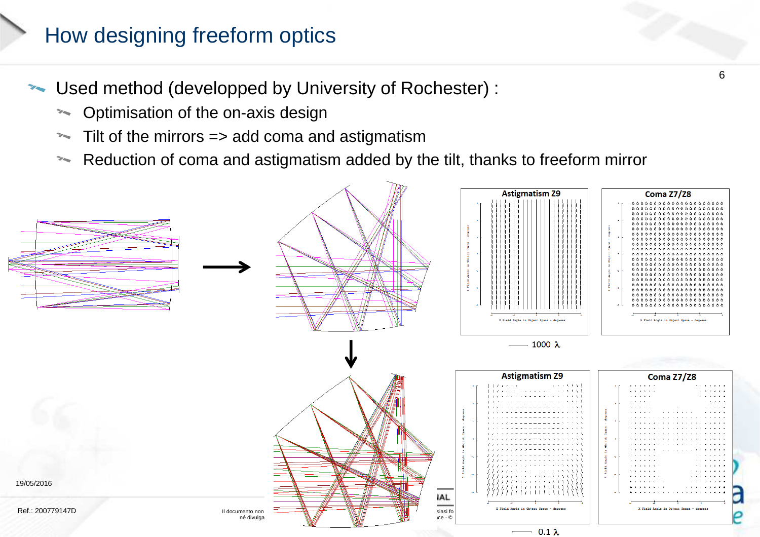# How designing freeform optics

- Used method (developped by University of Rochester) :
  - Optimisation of the on-axis design
  - Tilt of the mirrors => add coma and astigmatism
  - Reduction of coma and astigmatism added by the tilt, thanks to freeform mirror

Astigmatism Z9

Coma Z7/Z8

1000 λ

Astigmatism Z9

Coma Z7/Z8

0.1 λ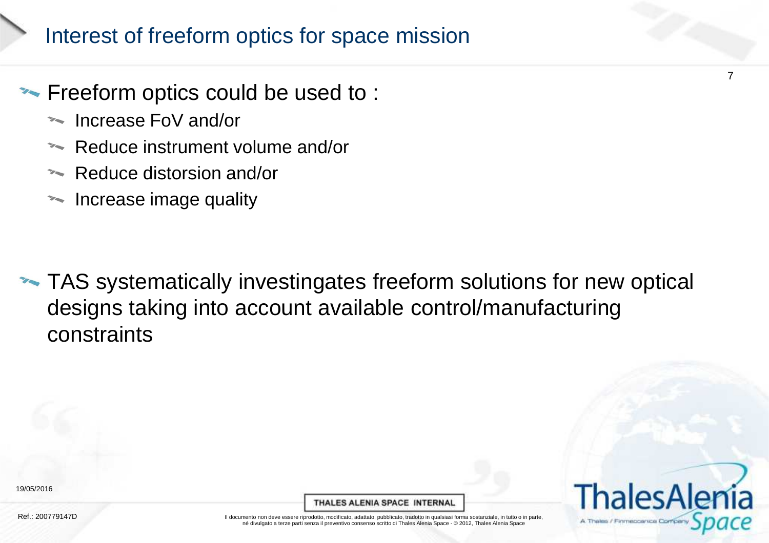# Interest of freeform optics for space mission

- Freeform optics could be used to :
  - Increase FoV and/or
  - Reduce instrument volume and/or
  - Reduce distorsion and/or
  - Increase image quality

- TAS systematically investingates freeform solutions for new optical designs taking into account available control/manufacturing constraints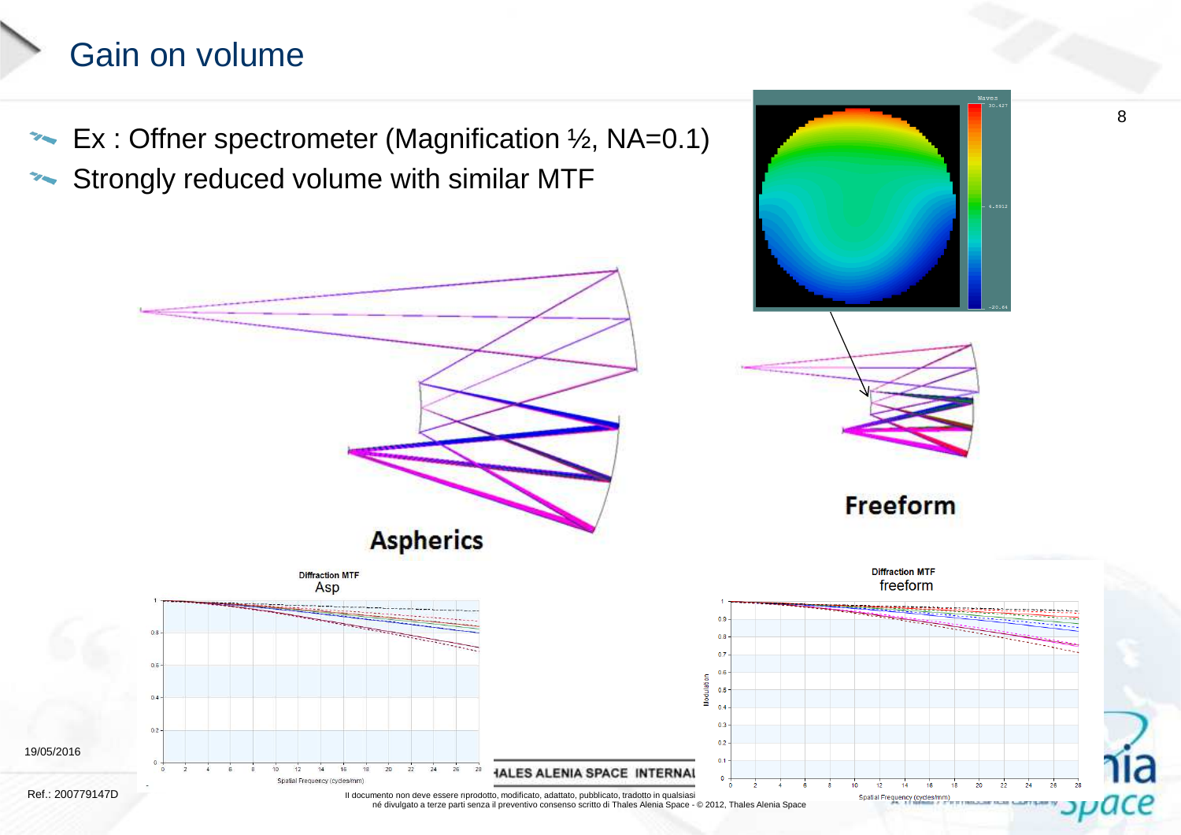# Gain on volume

- Ex : Offner spectrometer (Magnification ½, NA=0.1)
- Strongly reduced volume with similar MTF

Aspherics

Freeform

Diffraction MTF
Asp

Diffraction MTF
freeform

Il documento non deve essere riprodotto, modificato, adattato, pubblicato, tradotto in qualsiasi né divulgato a terze parti senza il preventivo consenso scritto di Thales Alenia Space - © 2012, Thales Alenia Space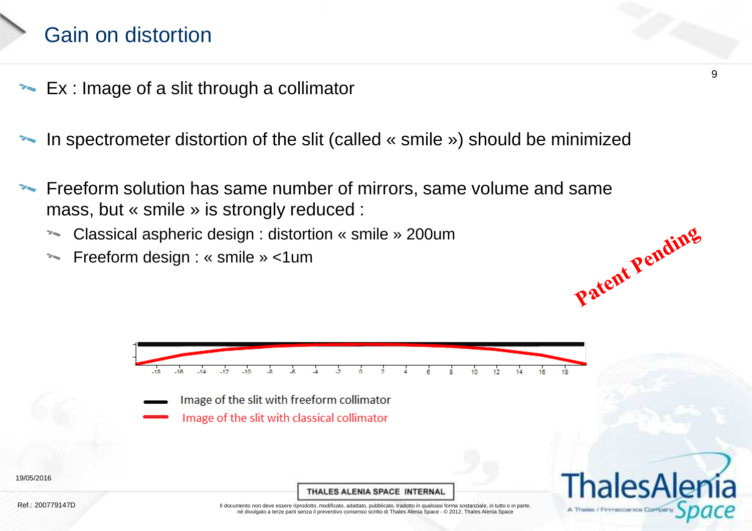# Gain on distortion

- Ex : Image of a slit through a collimator
- In spectrometer distortion of the slit (called « smile ») should be minimized
- Freeform solution has same number of mirrors, same volume and same mass, but « smile » is strongly reduced :
  - Classical aspheric design : distortion « smile » 200um
  - Freeform design : « smile » <1um

Patent Pending

-18 -16 -14 -12 -10 -8 -6 -4 -2 0 2 4 6 8 10 12 14 16 18

Image of the slit with freeform collimator

Image of the slit with classical collimator

19/05/2016

Ref.: 200779147D

THALES ALENIA SPACE INTERNAL

Il documento non deve essere riprodotto, modificato, adattato, pubblicato, tradotto in qualsiasi forma sostanziale, in tutto o in parte, né divulgato a terze parti senza il preventivo consenso scritto di Thales Alenia Space - © 2012, Thales Alenia Space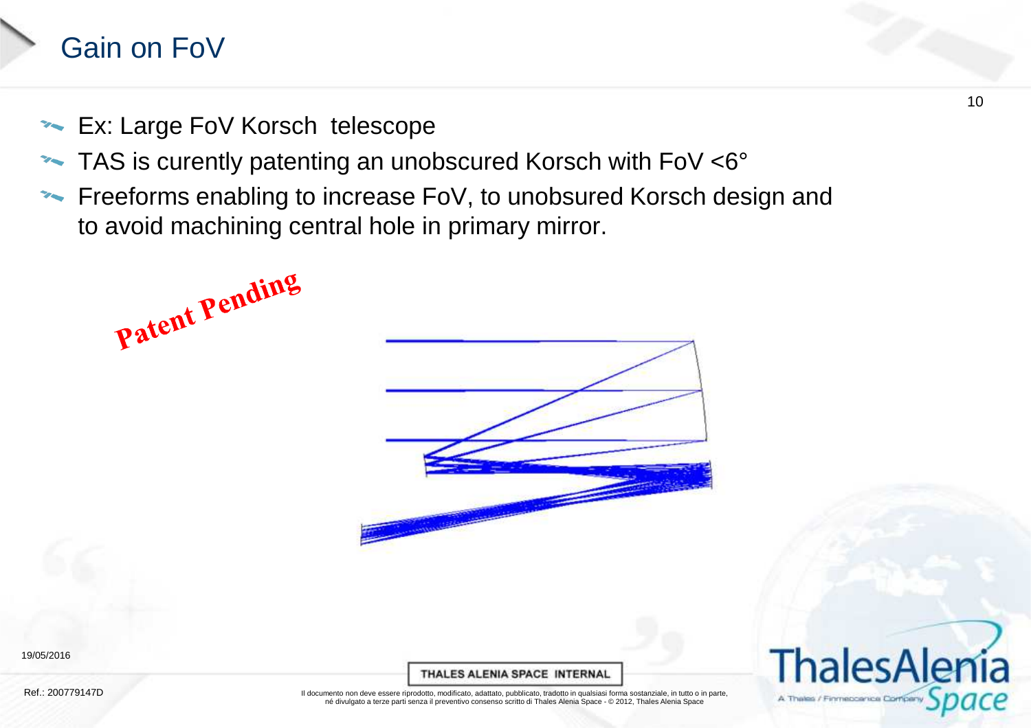# Gain on FoV

- Ex: Large FoV Korsch  telescope
- TAS is curently patenting an unobscured Korsch with FoV <6°
- Freeforms enabling to increase FoV, to unobsured Korsch design and to avoid machining central hole in primary mirror.

Patent Pending

THALES ALENIA SPACE INTERNAL

Il documento non deve essere riprodotto, modificato, adattato, pubblicato, tradotto in qualsiasi forma sostanziale, in tutto o in parte, né divulgato a terze parti senza il preventivo consenso scritto di Thales Alenia Space - © 2012, Thales Alenia Space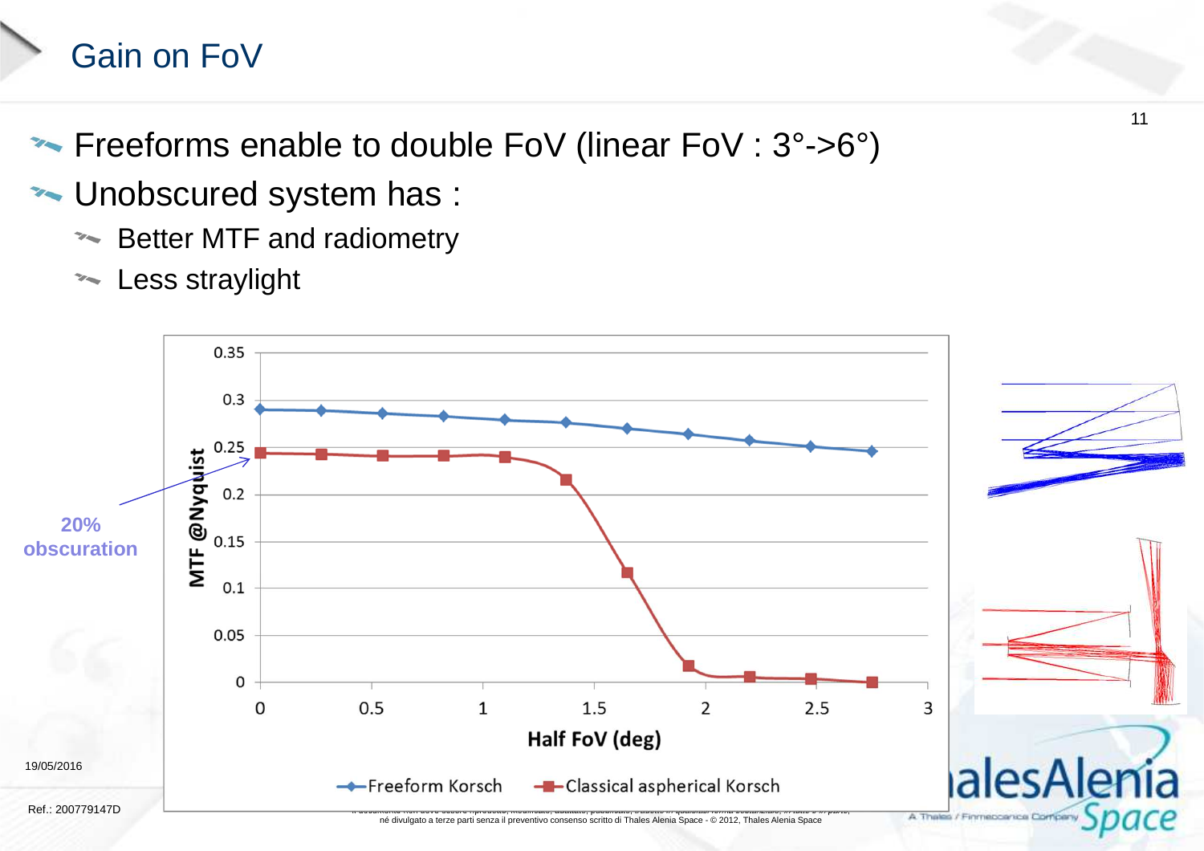# Gain on FoV

- Freeforms enable to double FoV (linear FoV : 3°->6°)
- Unobscured system has :
  - Better MTF and radiometry
  - Less straylight

**20% obscuration**

MTF @Nyquist vs Half FoV (deg)

- Freeform Korsch
- Classical aspherical Korsch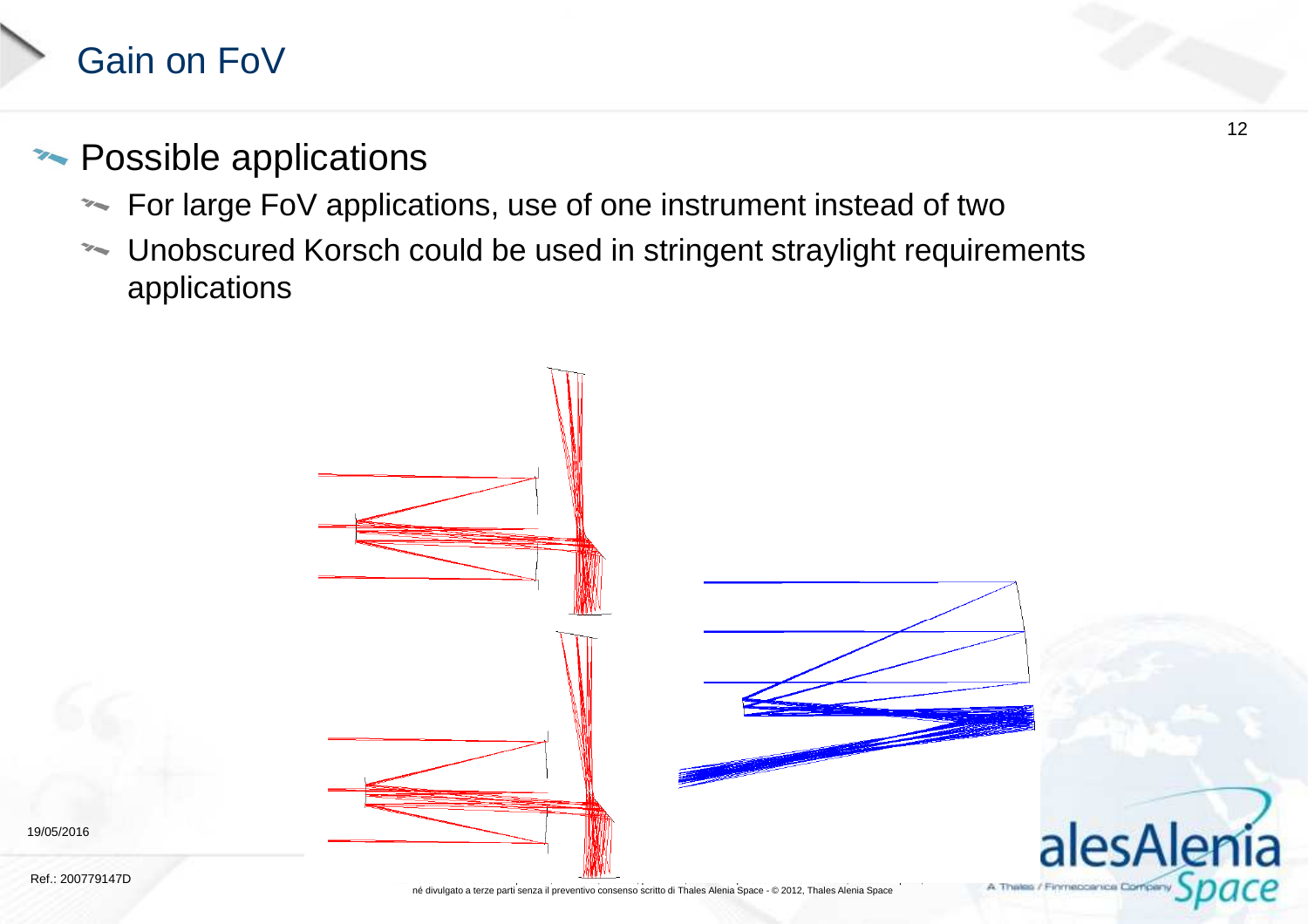# Gain on FoV

## Possible applications

- For large FoV applications, use of one instrument instead of two
- Unobscured Korsch could be used in stringent straylight requirements applications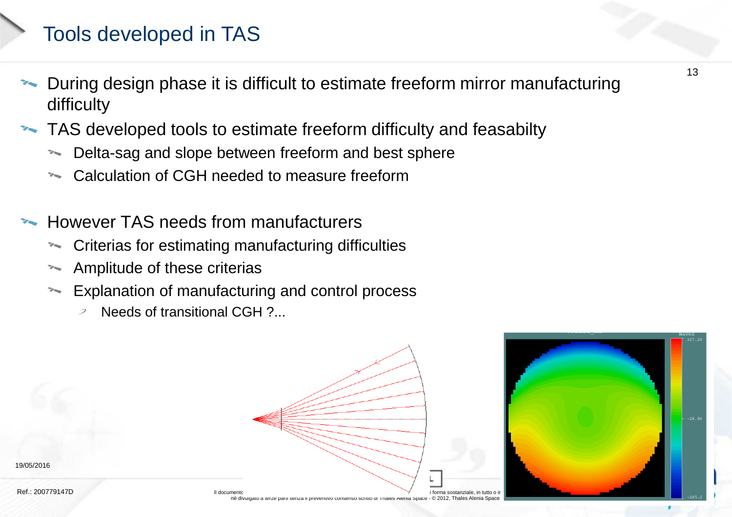# Tools developed in TAS

- During design phase it is difficult to estimate freeform mirror manufacturing difficulty
- TAS developed tools to estimate freeform difficulty and feasabilty
  - Delta-sag and slope between freeform and best sphere
  - Calculation of CGH needed to measure freeform

- However TAS needs from manufacturers
  - Criterias for estimating manufacturing difficulties
  - Amplitude of these criterias
  - Explanation of manufacturing and control process
    - Needs of transitional CGH ?...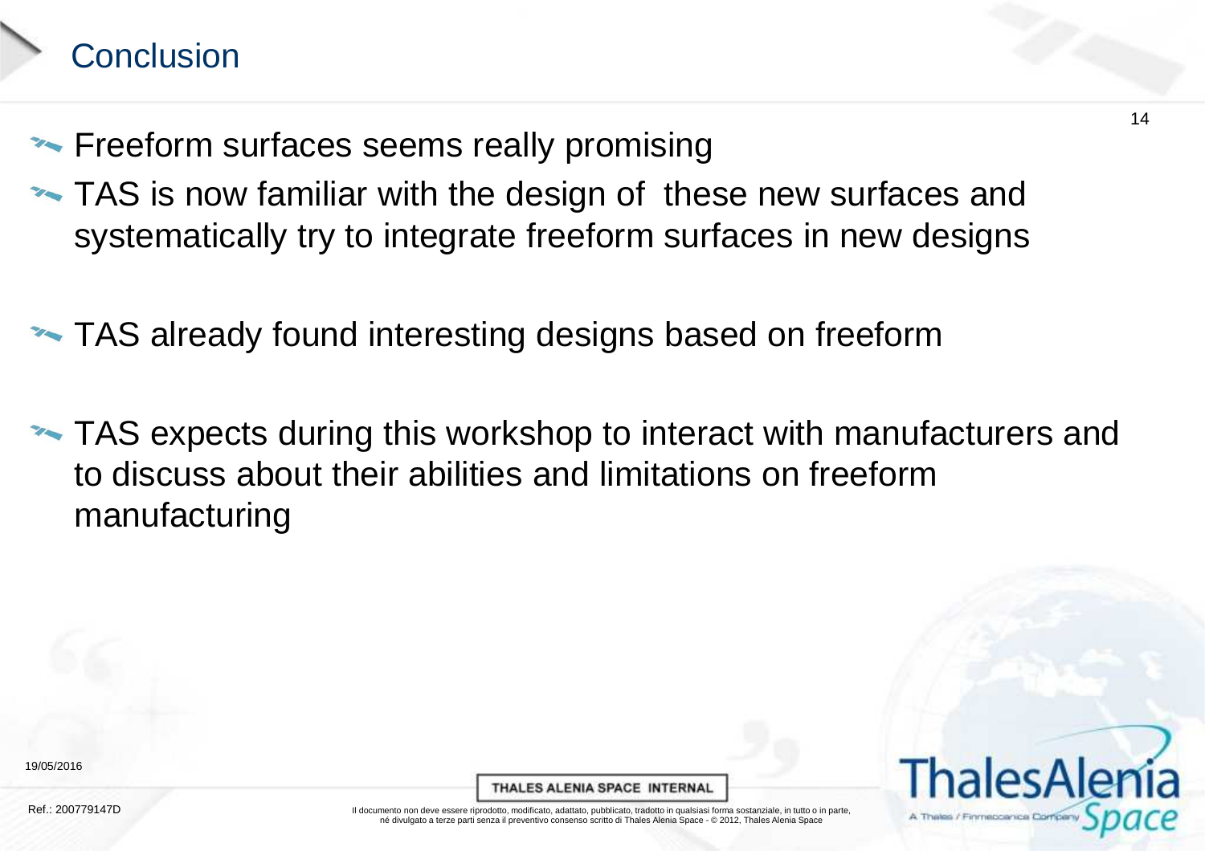# Conclusion

- Freeform surfaces seems really promising
- TAS is now familiar with the design of  these new surfaces and systematically try to integrate freeform surfaces in new designs

- TAS already found interesting designs based on freeform

- TAS expects during this workshop to interact with manufacturers and to discuss about their abilities and limitations on freeform manufacturing